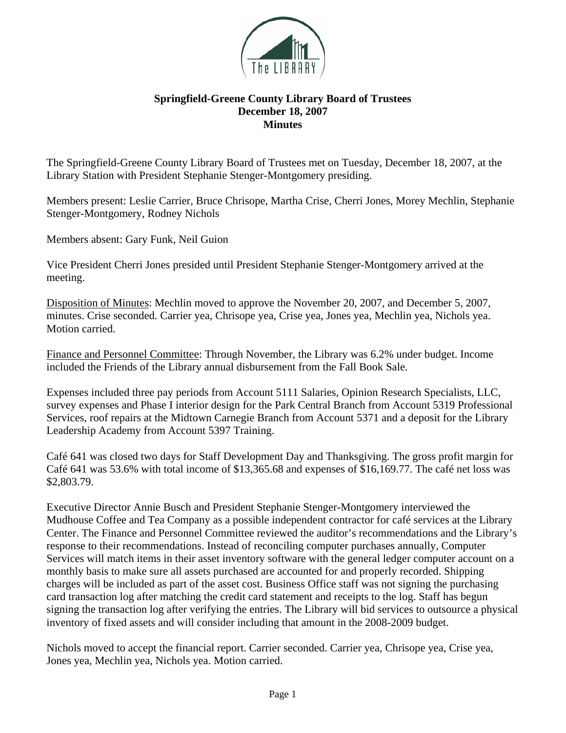**Springfield-Greene County Library Board of Trustees**
**December 18, 2007**
**Minutes**

The Springfield-Greene County Library Board of Trustees met on Tuesday, December 18, 2007, at the Library Station with President Stephanie Stenger-Montgomery presiding.

Members present: Leslie Carrier, Bruce Chrisope, Martha Crise, Cherri Jones, Morey Mechlin, Stephanie Stenger-Montgomery, Rodney Nichols

Members absent: Gary Funk, Neil Guion

Vice President Cherri Jones presided until President Stephanie Stenger-Montgomery arrived at the meeting.

Disposition of Minutes: Mechlin moved to approve the November 20, 2007, and December 5, 2007, minutes. Crise seconded. Carrier yea, Chrisope yea, Crise yea, Jones yea, Mechlin yea, Nichols yea. Motion carried.

Finance and Personnel Committee: Through November, the Library was 6.2% under budget. Income included the Friends of the Library annual disbursement from the Fall Book Sale.

Expenses included three pay periods from Account 5111 Salaries, Opinion Research Specialists, LLC, survey expenses and Phase I interior design for the Park Central Branch from Account 5319 Professional Services, roof repairs at the Midtown Carnegie Branch from Account 5371 and a deposit for the Library Leadership Academy from Account 5397 Training.

Café 641 was closed two days for Staff Development Day and Thanksgiving. The gross profit margin for Café 641 was 53.6% with total income of $13,365.68 and expenses of $16,169.77. The café net loss was $2,803.79.

Executive Director Annie Busch and President Stephanie Stenger-Montgomery interviewed the Mudhouse Coffee and Tea Company as a possible independent contractor for café services at the Library Center. The Finance and Personnel Committee reviewed the auditor's recommendations and the Library's response to their recommendations. Instead of reconciling computer purchases annually, Computer Services will match items in their asset inventory software with the general ledger computer account on a monthly basis to make sure all assets purchased are accounted for and properly recorded. Shipping charges will be included as part of the asset cost. Business Office staff was not signing the purchasing card transaction log after matching the credit card statement and receipts to the log. Staff has begun signing the transaction log after verifying the entries. The Library will bid services to outsource a physical inventory of fixed assets and will consider including that amount in the 2008-2009 budget.

Nichols moved to accept the financial report. Carrier seconded. Carrier yea, Chrisope yea, Crise yea, Jones yea, Mechlin yea, Nichols yea. Motion carried.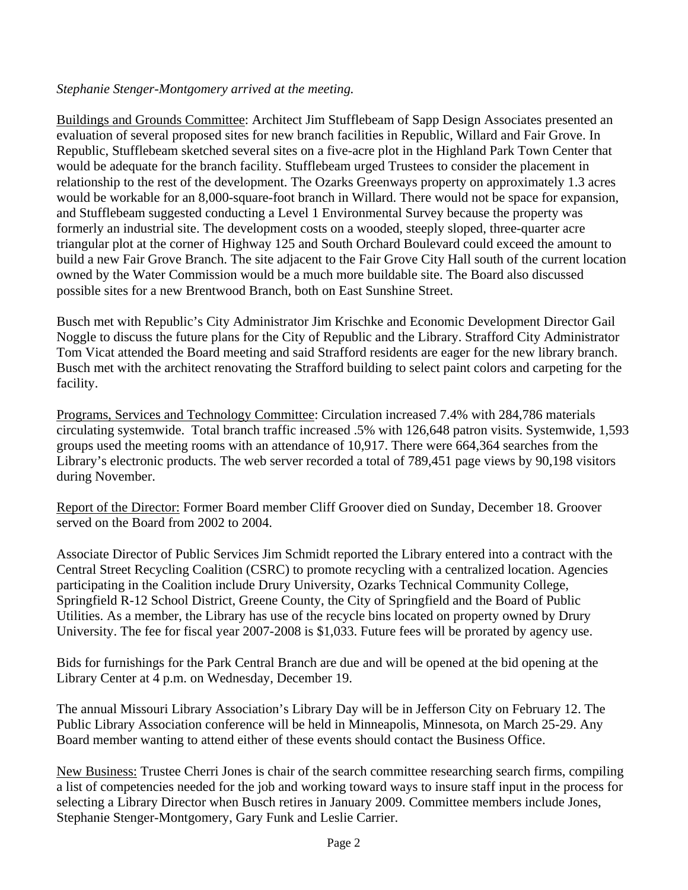*Stephanie Stenger-Montgomery arrived at the meeting.*

Buildings and Grounds Committee: Architect Jim Stufflebeam of Sapp Design Associates presented an evaluation of several proposed sites for new branch facilities in Republic, Willard and Fair Grove. In Republic, Stufflebeam sketched several sites on a five-acre plot in the Highland Park Town Center that would be adequate for the branch facility. Stufflebeam urged Trustees to consider the placement in relationship to the rest of the development. The Ozarks Greenways property on approximately 1.3 acres would be workable for an 8,000-square-foot branch in Willard. There would not be space for expansion, and Stufflebeam suggested conducting a Level 1 Environmental Survey because the property was formerly an industrial site. The development costs on a wooded, steeply sloped, three-quarter acre triangular plot at the corner of Highway 125 and South Orchard Boulevard could exceed the amount to build a new Fair Grove Branch. The site adjacent to the Fair Grove City Hall south of the current location owned by the Water Commission would be a much more buildable site. The Board also discussed possible sites for a new Brentwood Branch, both on East Sunshine Street.

Busch met with Republic's City Administrator Jim Krischke and Economic Development Director Gail Noggle to discuss the future plans for the City of Republic and the Library. Strafford City Administrator Tom Vicat attended the Board meeting and said Strafford residents are eager for the new library branch. Busch met with the architect renovating the Strafford building to select paint colors and carpeting for the facility.

Programs, Services and Technology Committee: Circulation increased 7.4% with 284,786 materials circulating systemwide. Total branch traffic increased .5% with 126,648 patron visits. Systemwide, 1,593 groups used the meeting rooms with an attendance of 10,917. There were 664,364 searches from the Library's electronic products. The web server recorded a total of 789,451 page views by 90,198 visitors during November.

Report of the Director: Former Board member Cliff Groover died on Sunday, December 18. Groover served on the Board from 2002 to 2004.

Associate Director of Public Services Jim Schmidt reported the Library entered into a contract with the Central Street Recycling Coalition (CSRC) to promote recycling with a centralized location. Agencies participating in the Coalition include Drury University, Ozarks Technical Community College, Springfield R-12 School District, Greene County, the City of Springfield and the Board of Public Utilities. As a member, the Library has use of the recycle bins located on property owned by Drury University. The fee for fiscal year 2007-2008 is $1,033. Future fees will be prorated by agency use.

Bids for furnishings for the Park Central Branch are due and will be opened at the bid opening at the Library Center at 4 p.m. on Wednesday, December 19.

The annual Missouri Library Association's Library Day will be in Jefferson City on February 12. The Public Library Association conference will be held in Minneapolis, Minnesota, on March 25-29. Any Board member wanting to attend either of these events should contact the Business Office.

New Business: Trustee Cherri Jones is chair of the search committee researching search firms, compiling a list of competencies needed for the job and working toward ways to insure staff input in the process for selecting a Library Director when Busch retires in January 2009. Committee members include Jones, Stephanie Stenger-Montgomery, Gary Funk and Leslie Carrier.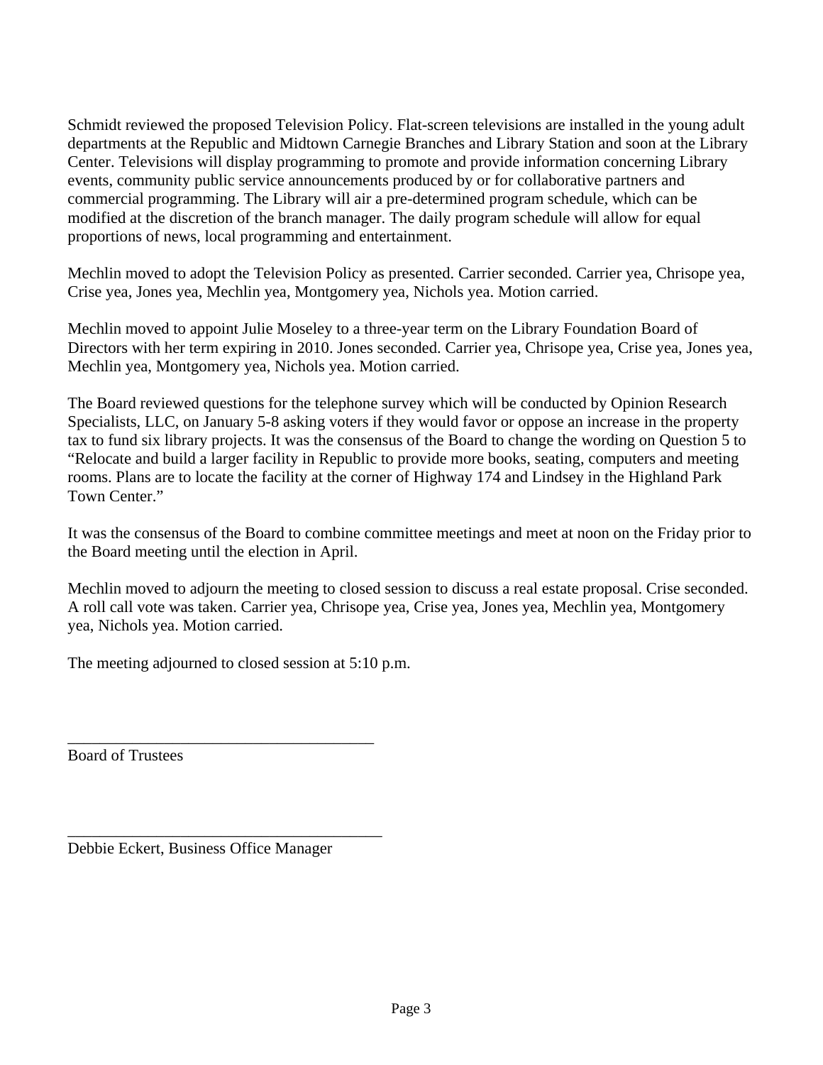Schmidt reviewed the proposed Television Policy. Flat-screen televisions are installed in the young adult departments at the Republic and Midtown Carnegie Branches and Library Station and soon at the Library Center. Televisions will display programming to promote and provide information concerning Library events, community public service announcements produced by or for collaborative partners and commercial programming. The Library will air a pre-determined program schedule, which can be modified at the discretion of the branch manager. The daily program schedule will allow for equal proportions of news, local programming and entertainment.

Mechlin moved to adopt the Television Policy as presented. Carrier seconded. Carrier yea, Chrisope yea, Crise yea, Jones yea, Mechlin yea, Montgomery yea, Nichols yea. Motion carried.

Mechlin moved to appoint Julie Moseley to a three-year term on the Library Foundation Board of Directors with her term expiring in 2010. Jones seconded. Carrier yea, Chrisope yea, Crise yea, Jones yea, Mechlin yea, Montgomery yea, Nichols yea. Motion carried.

The Board reviewed questions for the telephone survey which will be conducted by Opinion Research Specialists, LLC, on January 5-8 asking voters if they would favor or oppose an increase in the property tax to fund six library projects. It was the consensus of the Board to change the wording on Question 5 to "Relocate and build a larger facility in Republic to provide more books, seating, computers and meeting rooms. Plans are to locate the facility at the corner of Highway 174 and Lindsey in the Highland Park Town Center."

It was the consensus of the Board to combine committee meetings and meet at noon on the Friday prior to the Board meeting until the election in April.

Mechlin moved to adjourn the meeting to closed session to discuss a real estate proposal. Crise seconded. A roll call vote was taken. Carrier yea, Chrisope yea, Crise yea, Jones yea, Mechlin yea, Montgomery yea, Nichols yea. Motion carried.

The meeting adjourned to closed session at 5:10 p.m.

\_\_\_\_\_\_\_\_\_\_\_\_\_\_\_\_\_\_\_\_\_\_\_\_\_\_\_\_\_\_\_\_\_\_\_\_\_\_

Board of Trustees

\_\_\_\_\_\_\_\_\_\_\_\_\_\_\_\_\_\_\_\_\_\_\_\_\_\_\_\_\_\_\_\_\_\_\_\_\_\_

Debbie Eckert, Business Office Manager